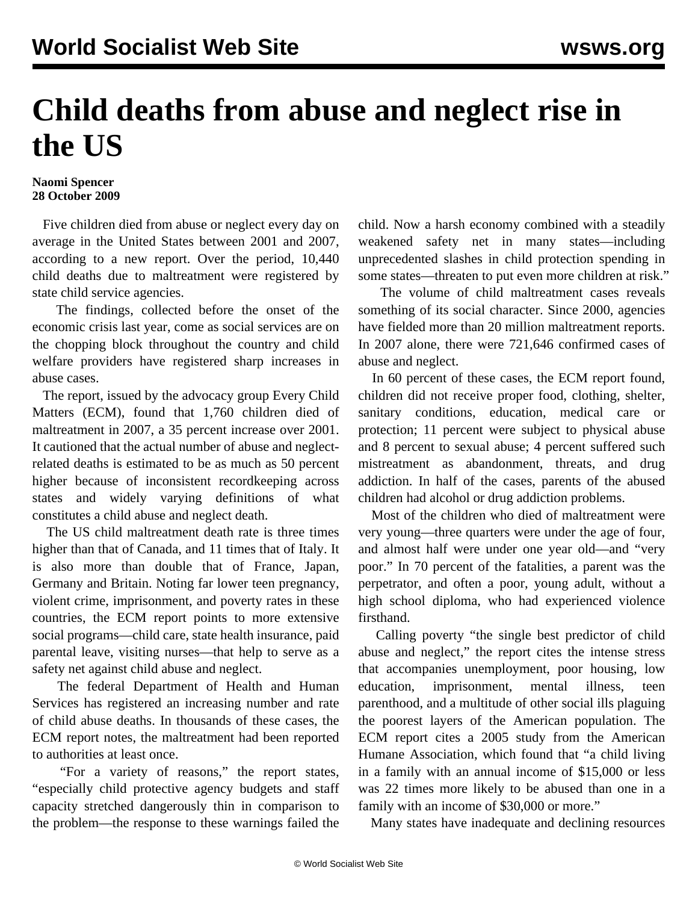# Child deaths from abuse and neglect rise in the US

**Naomi Spencer**
**28 October 2009**

Five children died from abuse or neglect every day on average in the United States between 2001 and 2007, according to a new report. Over the period, 10,440 child deaths due to maltreatment were registered by state child service agencies.

The findings, collected before the onset of the economic crisis last year, come as social services are on the chopping block throughout the country and child welfare providers have registered sharp increases in abuse cases.

The report, issued by the advocacy group Every Child Matters (ECM), found that 1,760 children died of maltreatment in 2007, a 35 percent increase over 2001. It cautioned that the actual number of abuse and neglect-related deaths is estimated to be as much as 50 percent higher because of inconsistent recordkeeping across states and widely varying definitions of what constitutes a child abuse and neglect death.

The US child maltreatment death rate is three times higher than that of Canada, and 11 times that of Italy. It is also more than double that of France, Japan, Germany and Britain. Noting far lower teen pregnancy, violent crime, imprisonment, and poverty rates in these countries, the ECM report points to more extensive social programs—child care, state health insurance, paid parental leave, visiting nurses—that help to serve as a safety net against child abuse and neglect.

The federal Department of Health and Human Services has registered an increasing number and rate of child abuse deaths. In thousands of these cases, the ECM report notes, the maltreatment had been reported to authorities at least once.

"For a variety of reasons," the report states, "especially child protective agency budgets and staff capacity stretched dangerously thin in comparison to the problem—the response to these warnings failed the child. Now a harsh economy combined with a steadily weakened safety net in many states—including unprecedented slashes in child protection spending in some states—threaten to put even more children at risk."

The volume of child maltreatment cases reveals something of its social character. Since 2000, agencies have fielded more than 20 million maltreatment reports. In 2007 alone, there were 721,646 confirmed cases of abuse and neglect.

In 60 percent of these cases, the ECM report found, children did not receive proper food, clothing, shelter, sanitary conditions, education, medical care or protection; 11 percent were subject to physical abuse and 8 percent to sexual abuse; 4 percent suffered such mistreatment as abandonment, threats, and drug addiction. In half of the cases, parents of the abused children had alcohol or drug addiction problems.

Most of the children who died of maltreatment were very young—three quarters were under the age of four, and almost half were under one year old—and "very poor." In 70 percent of the fatalities, a parent was the perpetrator, and often a poor, young adult, without a high school diploma, who had experienced violence firsthand.

Calling poverty "the single best predictor of child abuse and neglect," the report cites the intense stress that accompanies unemployment, poor housing, low education, imprisonment, mental illness, teen parenthood, and a multitude of other social ills plaguing the poorest layers of the American population. The ECM report cites a 2005 study from the American Humane Association, which found that "a child living in a family with an annual income of $15,000 or less was 22 times more likely to be abused than one in a family with an income of $30,000 or more."

Many states have inadequate and declining resources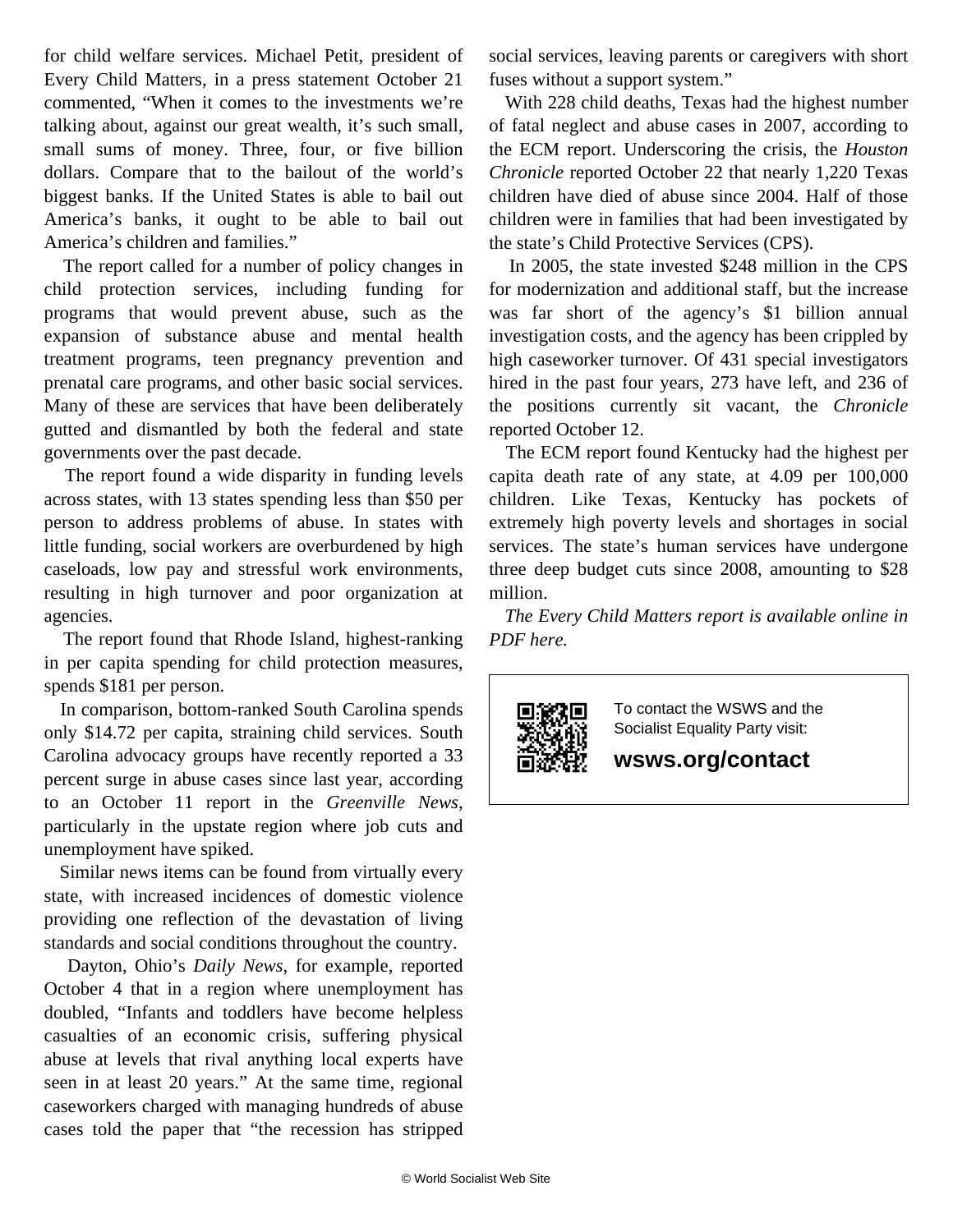for child welfare services. Michael Petit, president of Every Child Matters, in a press statement October 21 commented, "When it comes to the investments we're talking about, against our great wealth, it's such small, small sums of money. Three, four, or five billion dollars. Compare that to the bailout of the world's biggest banks. If the United States is able to bail out America's banks, it ought to be able to bail out America's children and families."

The report called for a number of policy changes in child protection services, including funding for programs that would prevent abuse, such as the expansion of substance abuse and mental health treatment programs, teen pregnancy prevention and prenatal care programs, and other basic social services. Many of these are services that have been deliberately gutted and dismantled by both the federal and state governments over the past decade.

The report found a wide disparity in funding levels across states, with 13 states spending less than $50 per person to address problems of abuse. In states with little funding, social workers are overburdened by high caseloads, low pay and stressful work environments, resulting in high turnover and poor organization at agencies.

The report found that Rhode Island, highest-ranking in per capita spending for child protection measures, spends $181 per person.

In comparison, bottom-ranked South Carolina spends only $14.72 per capita, straining child services. South Carolina advocacy groups have recently reported a 33 percent surge in abuse cases since last year, according to an October 11 report in the *Greenville News*, particularly in the upstate region where job cuts and unemployment have spiked.

Similar news items can be found from virtually every state, with increased incidences of domestic violence providing one reflection of the devastation of living standards and social conditions throughout the country.

Dayton, Ohio's *Daily News*, for example, reported October 4 that in a region where unemployment has doubled, "Infants and toddlers have become helpless casualties of an economic crisis, suffering physical abuse at levels that rival anything local experts have seen in at least 20 years." At the same time, regional caseworkers charged with managing hundreds of abuse cases told the paper that "the recession has stripped social services, leaving parents or caregivers with short fuses without a support system."

With 228 child deaths, Texas had the highest number of fatal neglect and abuse cases in 2007, according to the ECM report. Underscoring the crisis, the *Houston Chronicle* reported October 22 that nearly 1,220 Texas children have died of abuse since 2004. Half of those children were in families that had been investigated by the state's Child Protective Services (CPS).

In 2005, the state invested $248 million in the CPS for modernization and additional staff, but the increase was far short of the agency's $1 billion annual investigation costs, and the agency has been crippled by high caseworker turnover. Of 431 special investigators hired in the past four years, 273 have left, and 236 of the positions currently sit vacant, the *Chronicle* reported October 12.

The ECM report found Kentucky had the highest per capita death rate of any state, at 4.09 per 100,000 children. Like Texas, Kentucky has pockets of extremely high poverty levels and shortages in social services. The state's human services have undergone three deep budget cuts since 2008, amounting to $28 million.

*The Every Child Matters report is available online in PDF here.*

To contact the WSWS and the Socialist Equality Party visit:

**wsws.org/contact**